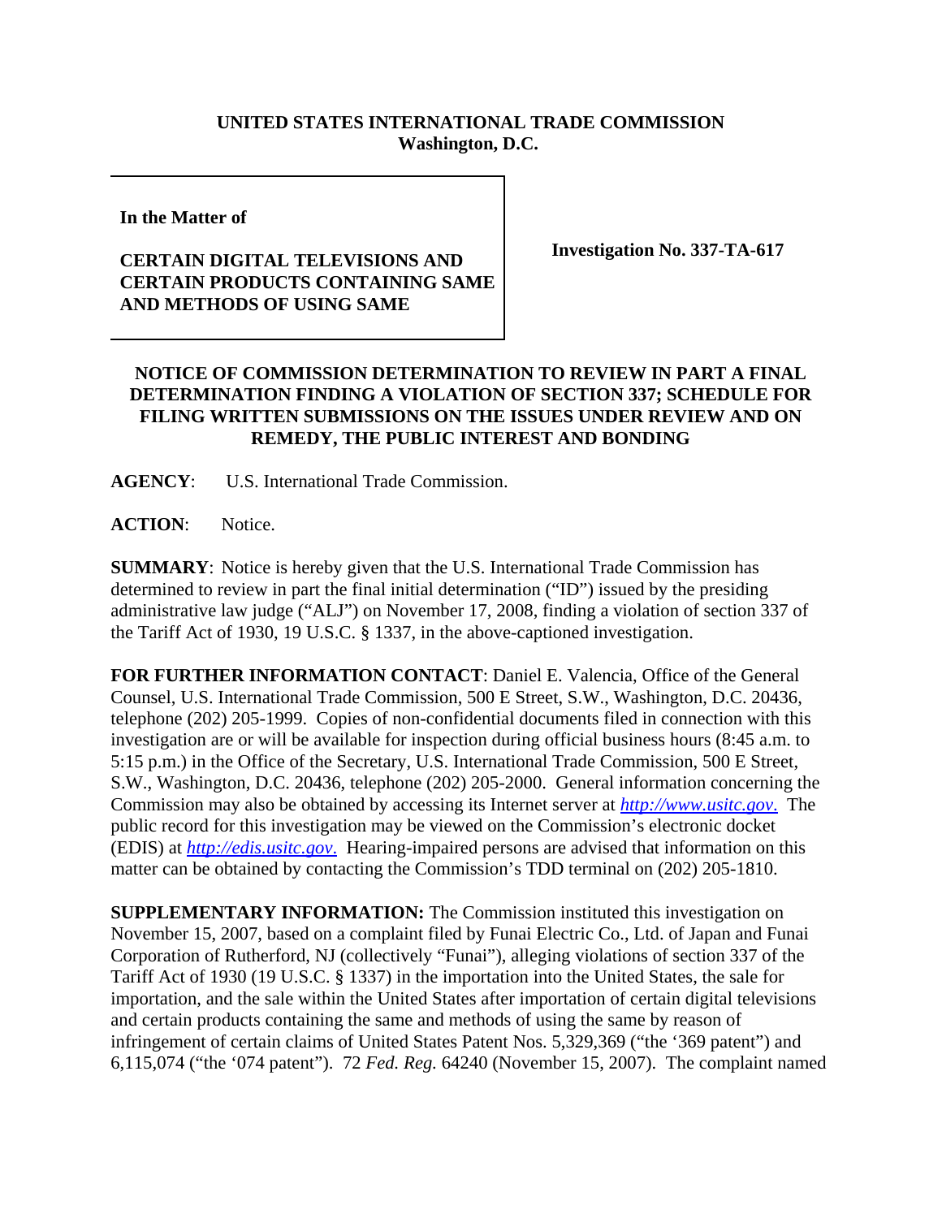**UNITED STATES INTERNATIONAL TRADE COMMISSION**
**Washington, D.C.**

**In the Matter of**

**CERTAIN DIGITAL TELEVISIONS AND CERTAIN PRODUCTS CONTAINING SAME AND METHODS OF USING SAME**

**Investigation No. 337-TA-617**

**NOTICE OF COMMISSION DETERMINATION TO REVIEW IN PART A FINAL DETERMINATION FINDING A VIOLATION OF SECTION 337; SCHEDULE FOR FILING WRITTEN SUBMISSIONS ON THE ISSUES UNDER REVIEW AND ON REMEDY, THE PUBLIC INTEREST AND BONDING**

**AGENCY**: U.S. International Trade Commission.

**ACTION**: Notice.

**SUMMARY**: Notice is hereby given that the U.S. International Trade Commission has determined to review in part the final initial determination ("ID") issued by the presiding administrative law judge ("ALJ") on November 17, 2008, finding a violation of section 337 of the Tariff Act of 1930, 19 U.S.C. § 1337, in the above-captioned investigation.

**FOR FURTHER INFORMATION CONTACT**: Daniel E. Valencia, Office of the General Counsel, U.S. International Trade Commission, 500 E Street, S.W., Washington, D.C. 20436, telephone (202) 205-1999. Copies of non-confidential documents filed in connection with this investigation are or will be available for inspection during official business hours (8:45 a.m. to 5:15 p.m.) in the Office of the Secretary, U.S. International Trade Commission, 500 E Street, S.W., Washington, D.C. 20436, telephone (202) 205-2000. General information concerning the Commission may also be obtained by accessing its Internet server at *http://www.usitc.gov*. The public record for this investigation may be viewed on the Commission's electronic docket (EDIS) at *http://edis.usitc.gov*. Hearing-impaired persons are advised that information on this matter can be obtained by contacting the Commission's TDD terminal on (202) 205-1810.

**SUPPLEMENTARY INFORMATION:** The Commission instituted this investigation on November 15, 2007, based on a complaint filed by Funai Electric Co., Ltd. of Japan and Funai Corporation of Rutherford, NJ (collectively "Funai"), alleging violations of section 337 of the Tariff Act of 1930 (19 U.S.C. § 1337) in the importation into the United States, the sale for importation, and the sale within the United States after importation of certain digital televisions and certain products containing the same and methods of using the same by reason of infringement of certain claims of United States Patent Nos. 5,329,369 ("the '369 patent") and 6,115,074 ("the '074 patent"). 72 *Fed. Reg.* 64240 (November 15, 2007). The complaint named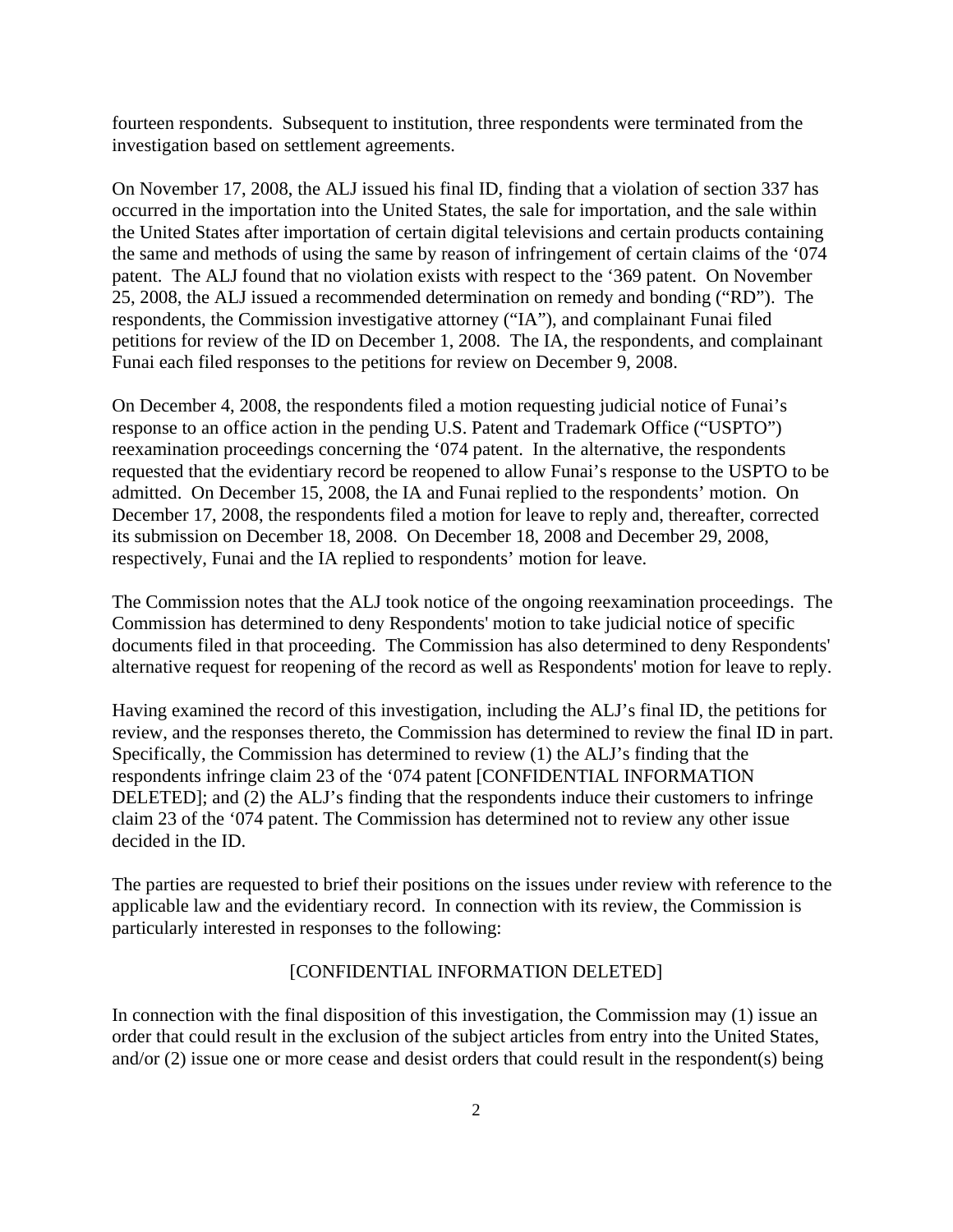fourteen respondents. Subsequent to institution, three respondents were terminated from the investigation based on settlement agreements.

On November 17, 2008, the ALJ issued his final ID, finding that a violation of section 337 has occurred in the importation into the United States, the sale for importation, and the sale within the United States after importation of certain digital televisions and certain products containing the same and methods of using the same by reason of infringement of certain claims of the '074 patent. The ALJ found that no violation exists with respect to the '369 patent. On November 25, 2008, the ALJ issued a recommended determination on remedy and bonding ("RD"). The respondents, the Commission investigative attorney ("IA"), and complainant Funai filed petitions for review of the ID on December 1, 2008. The IA, the respondents, and complainant Funai each filed responses to the petitions for review on December 9, 2008.

On December 4, 2008, the respondents filed a motion requesting judicial notice of Funai's response to an office action in the pending U.S. Patent and Trademark Office ("USPTO") reexamination proceedings concerning the '074 patent. In the alternative, the respondents requested that the evidentiary record be reopened to allow Funai's response to the USPTO to be admitted. On December 15, 2008, the IA and Funai replied to the respondents' motion. On December 17, 2008, the respondents filed a motion for leave to reply and, thereafter, corrected its submission on December 18, 2008. On December 18, 2008 and December 29, 2008, respectively, Funai and the IA replied to respondents' motion for leave.

The Commission notes that the ALJ took notice of the ongoing reexamination proceedings. The Commission has determined to deny Respondents' motion to take judicial notice of specific documents filed in that proceeding. The Commission has also determined to deny Respondents' alternative request for reopening of the record as well as Respondents' motion for leave to reply.

Having examined the record of this investigation, including the ALJ's final ID, the petitions for review, and the responses thereto, the Commission has determined to review the final ID in part. Specifically, the Commission has determined to review (1) the ALJ's finding that the respondents infringe claim 23 of the '074 patent [CONFIDENTIAL INFORMATION DELETED]; and (2) the ALJ's finding that the respondents induce their customers to infringe claim 23 of the '074 patent. The Commission has determined not to review any other issue decided in the ID.

The parties are requested to brief their positions on the issues under review with reference to the applicable law and the evidentiary record. In connection with its review, the Commission is particularly interested in responses to the following:

[CONFIDENTIAL INFORMATION DELETED]

In connection with the final disposition of this investigation, the Commission may (1) issue an order that could result in the exclusion of the subject articles from entry into the United States, and/or (2) issue one or more cease and desist orders that could result in the respondent(s) being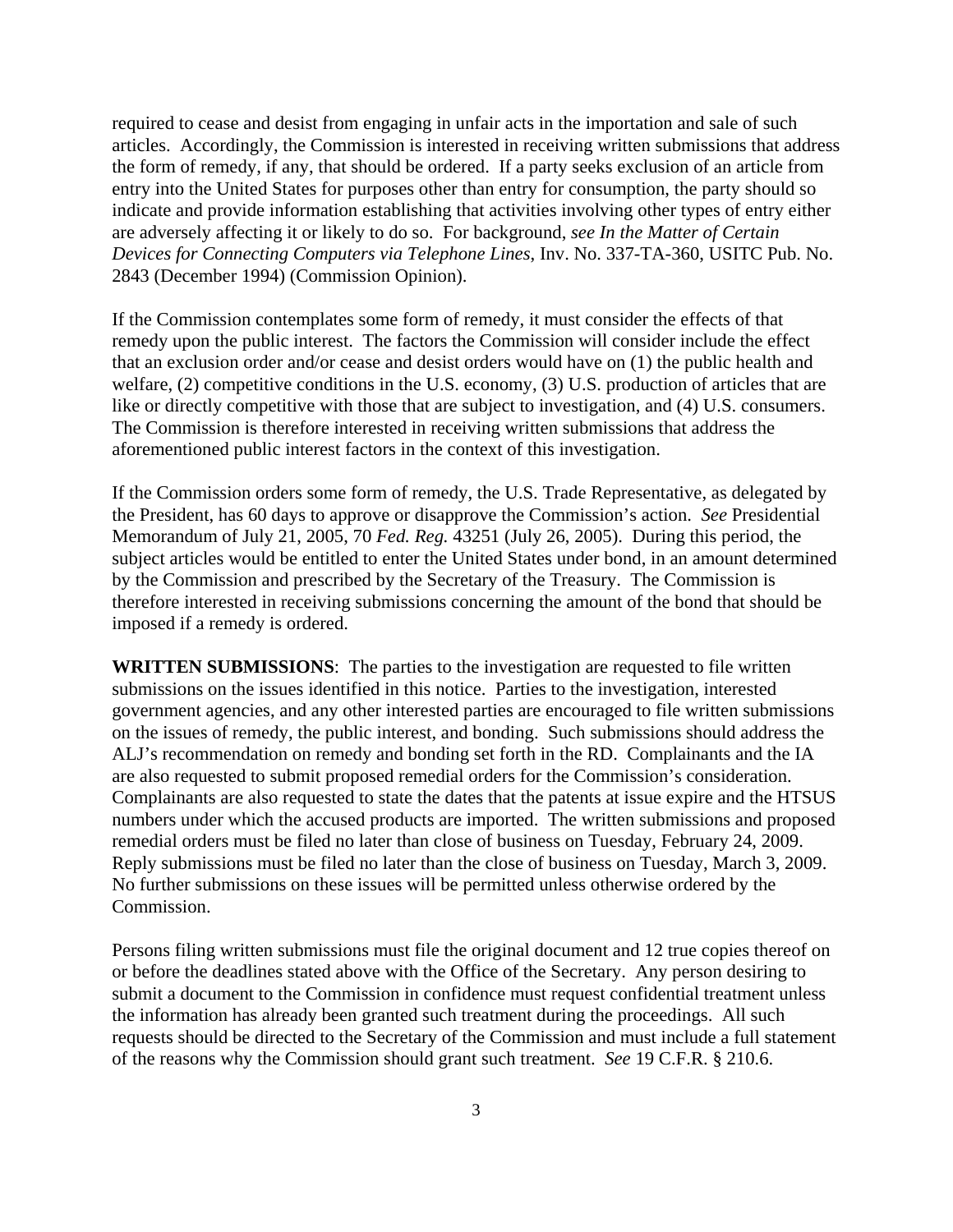required to cease and desist from engaging in unfair acts in the importation and sale of such articles. Accordingly, the Commission is interested in receiving written submissions that address the form of remedy, if any, that should be ordered. If a party seeks exclusion of an article from entry into the United States for purposes other than entry for consumption, the party should so indicate and provide information establishing that activities involving other types of entry either are adversely affecting it or likely to do so. For background, *see In the Matter of Certain Devices for Connecting Computers via Telephone Lines*, Inv. No. 337-TA-360, USITC Pub. No. 2843 (December 1994) (Commission Opinion).

If the Commission contemplates some form of remedy, it must consider the effects of that remedy upon the public interest. The factors the Commission will consider include the effect that an exclusion order and/or cease and desist orders would have on (1) the public health and welfare, (2) competitive conditions in the U.S. economy, (3) U.S. production of articles that are like or directly competitive with those that are subject to investigation, and (4) U.S. consumers. The Commission is therefore interested in receiving written submissions that address the aforementioned public interest factors in the context of this investigation.

If the Commission orders some form of remedy, the U.S. Trade Representative, as delegated by the President, has 60 days to approve or disapprove the Commission's action. *See* Presidential Memorandum of July 21, 2005, 70 *Fed. Reg.* 43251 (July 26, 2005). During this period, the subject articles would be entitled to enter the United States under bond, in an amount determined by the Commission and prescribed by the Secretary of the Treasury. The Commission is therefore interested in receiving submissions concerning the amount of the bond that should be imposed if a remedy is ordered.

**WRITTEN SUBMISSIONS**: The parties to the investigation are requested to file written submissions on the issues identified in this notice. Parties to the investigation, interested government agencies, and any other interested parties are encouraged to file written submissions on the issues of remedy, the public interest, and bonding. Such submissions should address the ALJ's recommendation on remedy and bonding set forth in the RD. Complainants and the IA are also requested to submit proposed remedial orders for the Commission's consideration. Complainants are also requested to state the dates that the patents at issue expire and the HTSUS numbers under which the accused products are imported. The written submissions and proposed remedial orders must be filed no later than close of business on Tuesday, February 24, 2009. Reply submissions must be filed no later than the close of business on Tuesday, March 3, 2009. No further submissions on these issues will be permitted unless otherwise ordered by the Commission.

Persons filing written submissions must file the original document and 12 true copies thereof on or before the deadlines stated above with the Office of the Secretary. Any person desiring to submit a document to the Commission in confidence must request confidential treatment unless the information has already been granted such treatment during the proceedings. All such requests should be directed to the Secretary of the Commission and must include a full statement of the reasons why the Commission should grant such treatment. *See* 19 C.F.R. § 210.6.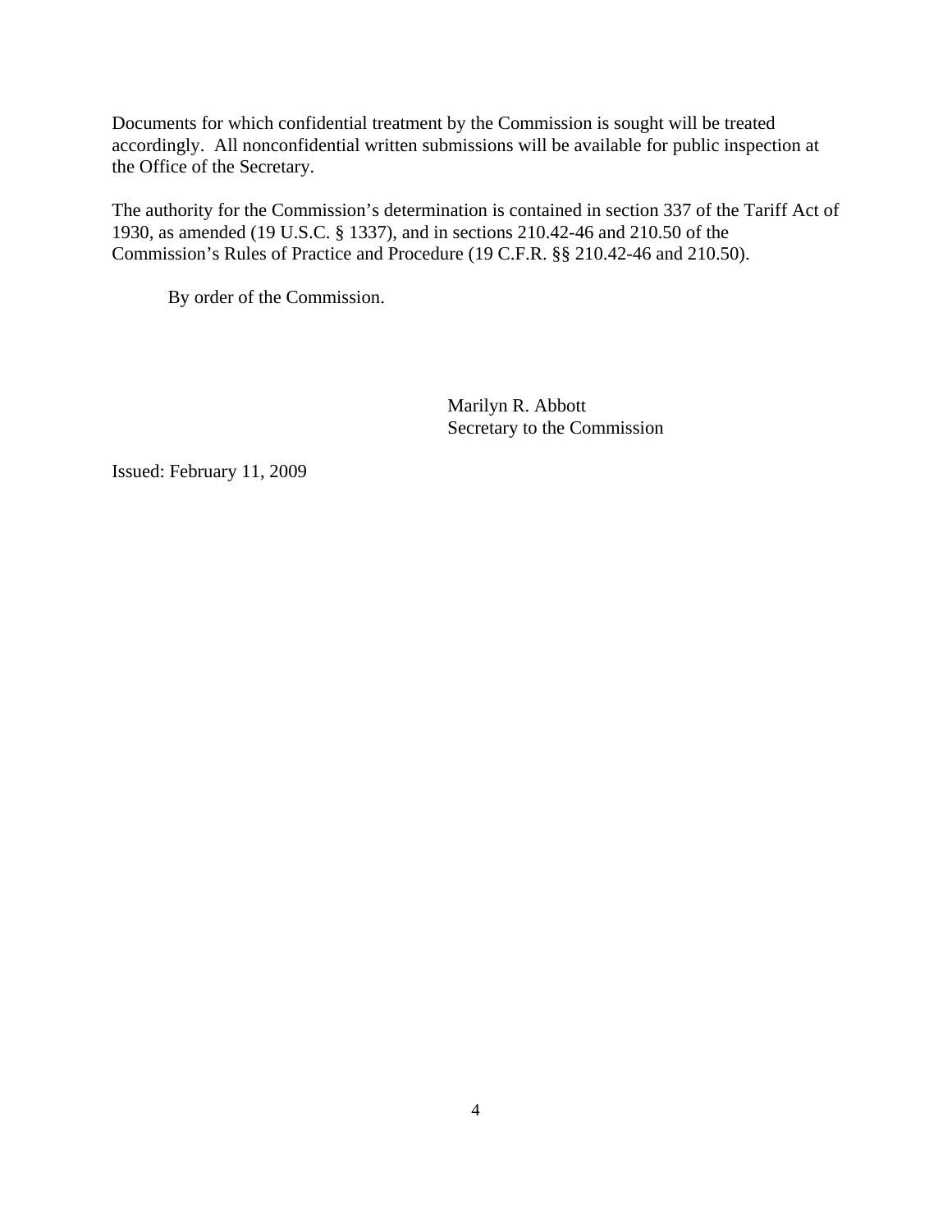Documents for which confidential treatment by the Commission is sought will be treated accordingly. All nonconfidential written submissions will be available for public inspection at the Office of the Secretary.

The authority for the Commission's determination is contained in section 337 of the Tariff Act of 1930, as amended (19 U.S.C. § 1337), and in sections 210.42-46 and 210.50 of the Commission's Rules of Practice and Procedure (19 C.F.R. §§ 210.42-46 and 210.50).

By order of the Commission.

Marilyn R. Abbott
Secretary to the Commission

Issued: February 11, 2009